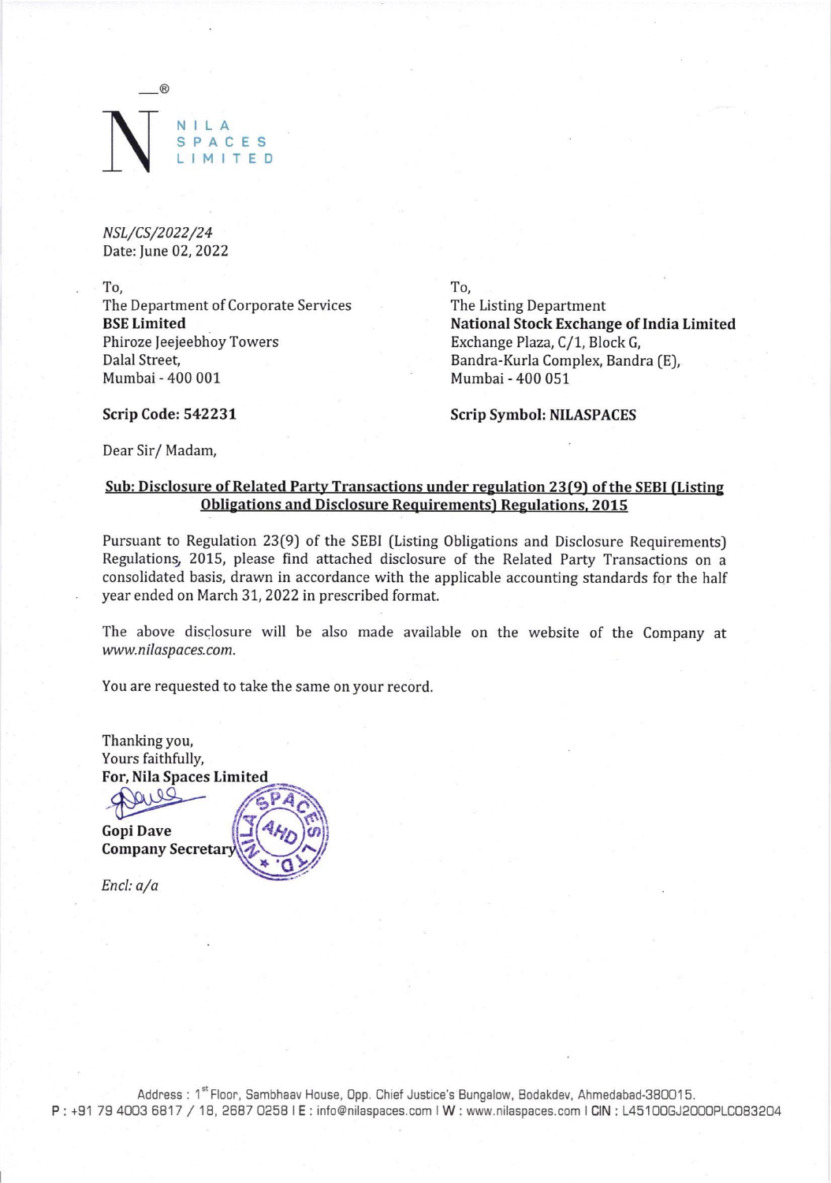# NILA SPACES LIMITED

*NSL/CS/2022/24*
Date: June 02, 2022

To,
The Department of Corporate Services
**BSE Limited**
Phiroze Jeejeebhoy Towers
Dalal Street,
Mumbai - 400 001

**Scrip Code: 542231**

To,
The Listing Department
**National Stock Exchange of India Limited**
Exchange Plaza, C/1, Block G,
Bandra-Kurla Complex, Bandra (E),
Mumbai - 400 051

**Scrip Symbol: NILASPACES**

Dear Sir/ Madam,

**Sub: Disclosure of Related Party Transactions under regulation 23(9) of the SEBI (Listing Obligations and Disclosure Requirements) Regulations, 2015**

Pursuant to Regulation 23(9) of the SEBI (Listing Obligations and Disclosure Requirements) Regulations, 2015, please find attached disclosure of the Related Party Transactions on a consolidated basis, drawn in accordance with the applicable accounting standards for the half year ended on March 31, 2022 in prescribed format.

The above disclosure will be also made available on the website of the Company at *www.nilaspaces.com*.

You are requested to take the same on your record.

Thanking you,
Yours faithfully,
**For, Nila Spaces Limited**

**Gopi Dave**
**Company Secretary**

*Encl: a/a*

Address : 1[st] Floor, Sambhaav House, Opp. Chief Justice's Bungalow, Bodakdev, Ahmedabad-380015.
P : +91 79 4003 6817 / 18, 2687 0258 | E : info@nilaspaces.com | W : www.nilaspaces.com | CIN : L45100GJ2000PLC083204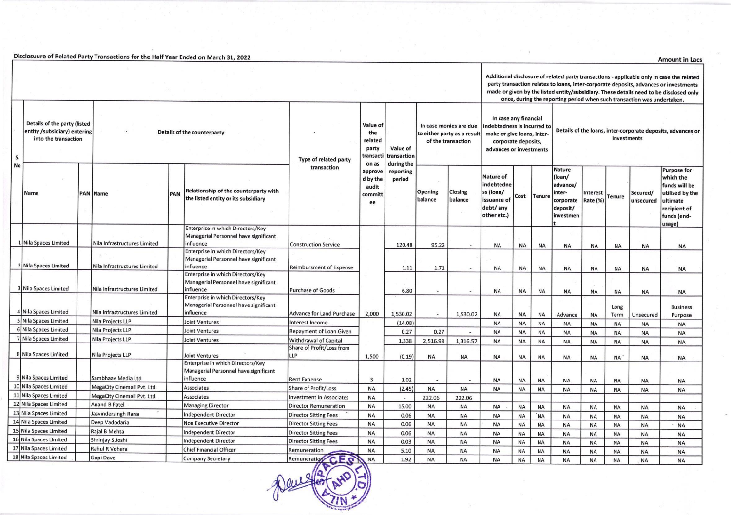Disclosuure of Related Party Transactions for the Half Year Ended on March 31, 2022

Amount in Lacs

| S. No | Details of the party (listed entity /subsidiary) entering into the transaction | | Details of the counterparty | | | Type of related party transaction | Value of the related party transaction as approved by the audit committee | Value of transaction during the reporting period | In case monies are due to either party as a result of the transaction | | Additional disclosure of related party transactions - applicable only in case the related party transaction relates to loans, inter-corporate deposits, advances or investments made or given by the listed entity/subsidiary. These details need to be disclosed only once, during the reporting period when such transaction was undertaken. | | | | | | | |
|---|---|---|---|---|---|---|---|---|---|---|---|---|---|---|---|---|---|---|
| | | | | | | | | | | | In case any financial indebtedness is incurred to make or give loans, inter-corporate deposits, advances or investments | | | Details of the loans, inter-corporate deposits, advances or investments | | | | |
| | Name | PAN | Name | PAN | Relationship of the counterparty with the listed entity or its subsidiary | | | | Opening balance | Closing balance | Nature of indebtedness (loan/ issuance of debt/ any other etc.) | Cost | Tenure | Nature (loan/ advance/ inter-corporate deposit/ investment | Interest Rate (%) | Tenure | Secured/ unsecured | Purpose for which the funds will be utilised by the ultimate recipient of funds (end-usage) |
| 1 | Nila Spaces Limited | | Nila Infrastructures Limited | | Enterprise in which Directors/Key Managerial Personnel have significant influence | Construction Service | | 120.48 | 95.22 | - | NA | NA | NA | NA | NA | NA | NA | NA |
| 2 | Nila Spaces Limited | | Nila Infrastructures Limited | | Enterprise in which Directors/Key Managerial Personnel have significant influence | Reimbursment of Expense | | 1.11 | 1.71 | - | NA | NA | NA | NA | NA | NA | NA | NA |
| 3 | Nila Spaces Limited | | Nila Infrastructures Limited | | Enterprise in which Directors/Key Managerial Personnel have significant influence | Purchase of Goods | | 6.80 | - | - | NA | NA | NA | NA | NA | NA | NA | NA |
| 4 | Nila Spaces Limited | | Nila Infrastructures Limited | | Enterprise in which Directors/Key Managerial Personnel have significant influence | Advance for Land Purchase | 2,000 | 1,530.02 | - | 1,530.02 | NA | NA | NA | Advance | NA | Long Term | Unsecured | Business Purpose |
| 5 | Nila Spaces Limited | | Nila Projects LLP | | Joint Ventures | Interest Income | | (14.08) | | | NA | NA | NA | NA | NA | NA | NA | NA |
| 6 | Nila Spaces Limited | | Nila Projects LLP | | Joint Ventures | Repayment of Loan Given | | 0.27 | 0.27 | - | NA | NA | NA | NA | NA | NA | NA | NA |
| 7 | Nila Spaces Limited | | Nila Projects LLP | | Joint Ventures | Withdrawal of Capital | | 1,338 | 2,516.98 | 1,316.57 | NA | NA | NA | NA | NA | NA | NA | NA |
| 8 | Nila Spaces Limited | | Nila Projects LLP | | Joint Ventures | Share of Profit/Loss from LLP | 1,500 | (0.19) | NA | NA | NA | NA | NA | NA | NA | NA | NA | NA |
| 9 | Nila Spaces Limited | | Sambhaav Media Ltd | | Enterprise in which Directors/Key Managerial Personnel have significant influence | Rent Expense | 3 | 1.02 | - | - | NA | NA | NA | NA | NA | NA | NA | NA |
| 10 | Nila Spaces Limited | | MegaCity Cinemall Pvt. Ltd. | | Associates | Share of Profit/Loss | NA | (2.45) | NA | NA | NA | NA | NA | NA | NA | NA | NA | NA |
| 11 | Nila Spaces Limited | | MegaCity Cinemall Pvt. Ltd. | | Associates | Investment in Associates | NA | - | 222.06 | 222.06 | | | | | | | | |
| 12 | Nila Spaces Limited | | Anand B Patel | | Managing Director | Director Remuneration | NA | 15.00 | NA | NA | NA | NA | NA | NA | NA | NA | NA | NA |
| 13 | Nila Spaces Limited | | Jasvindersingh Rana | | Independent Director | Director Sitting Fees | NA | 0.06 | NA | NA | NA | NA | NA | NA | NA | NA | NA | NA |
| 14 | Nila Spaces Limited | | Deep Vadodaria | | Non Executive Director | Director Sitting Fees | NA | 0.06 | NA | NA | NA | NA | NA | NA | NA | NA | NA | NA |
| 15 | Nila Spaces Limited | | Rajal B Mehta | | Independent Director | Director Sitting Fees | NA | 0.06 | NA | NA | NA | NA | NA | NA | NA | NA | NA | NA |
| 16 | Nila Spaces Limited | | Shrinjay S Joshi | | Independent Director | Director Sitting Fees | NA | 0.03 | NA | NA | NA | NA | NA | NA | NA | NA | NA | NA |
| 17 | Nila Spaces Limited | | Rahul R Vohera | | Chief Financial Officer | Remuneration | NA | 5.10 | NA | NA | NA | NA | NA | NA | NA | NA | NA | NA |
| 18 | Nila Spaces Limited | | Gopi Dave | | Company Secretary | Remuneration | NA | 1.92 | NA | NA | NA | NA | NA | NA | NA | NA | NA | NA |